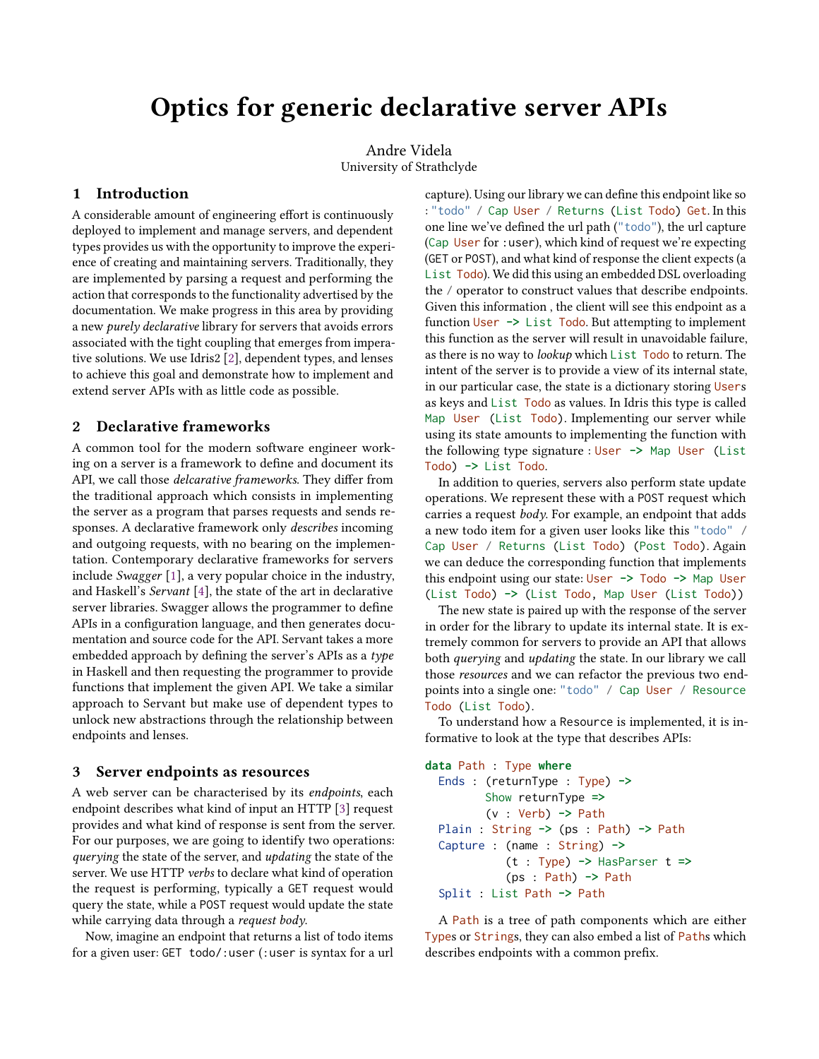# Optics for generic declarative server APIs

Andre Videla
University of Strathclyde

## 1 Introduction

A considerable amount of engineering effort is continuously deployed to implement and manage servers, and dependent types provides us with the opportunity to improve the experience of creating and maintaining servers. Traditionally, they are implemented by parsing a request and performing the action that corresponds to the functionality advertised by the documentation. We make progress in this area by providing a new *purely declarative* library for servers that avoids errors associated with the tight coupling that emerges from imperative solutions. We use Idris2 [2], dependent types, and lenses to achieve this goal and demonstrate how to implement and extend server APIs with as little code as possible.

## 2 Declarative frameworks

A common tool for the modern software engineer working on a server is a framework to define and document its API, we call those *delcarative frameworks*. They differ from the traditional approach which consists in implementing the server as a program that parses requests and sends responses. A declarative framework only *describes* incoming and outgoing requests, with no bearing on the implementation. Contemporary declarative frameworks for servers include *Swagger* [1], a very popular choice in the industry, and Haskell's *Servant* [4], the state of the art in declarative server libraries. Swagger allows the programmer to define APIs in a configuration language, and then generates documentation and source code for the API. Servant takes a more embedded approach by defining the server's APIs as a *type* in Haskell and then requesting the programmer to provide functions that implement the given API. We take a similar approach to Servant but make use of dependent types to unlock new abstractions through the relationship between endpoints and lenses.

## 3 Server endpoints as resources

A web server can be characterised by its *endpoints*, each endpoint describes what kind of input an HTTP [3] request provides and what kind of response is sent from the server. For our purposes, we are going to identify two operations: *querying* the state of the server, and *updating* the state of the server. We use HTTP *verbs* to declare what kind of operation the request is performing, typically a `GET` request would query the state, while a `POST` request would update the state while carrying data through a *request body*.

Now, imagine an endpoint that returns a list of todo items for a given user: `GET todo/:user` (`:user` is syntax for a url capture). Using our library we can define this endpoint like so : `"todo" / Cap User / Returns (List Todo) Get`. In this one line we've defined the url path (`"todo"`), the url capture (`Cap User` for `:user`), which kind of request we're expecting (`GET` or `POST`), and what kind of response the client expects (a `List Todo`). We did this using an embedded DSL overloading the `/` operator to construct values that describe endpoints. Given this information , the client will see this endpoint as a function `User -> List Todo`. But attempting to implement this function as the server will result in unavoidable failure, as there is no way to *lookup* which `List Todo` to return. The intent of the server is to provide a view of its internal state, in our particular case, the state is a dictionary storing `User`s as keys and `List Todo` as values. In Idris this type is called `Map User (List Todo)`. Implementing our server while using its state amounts to implementing the function with the following type signature : `User -> Map User (List Todo) -> List Todo`.

In addition to queries, servers also perform state update operations. We represent these with a `POST` request which carries a request *body*. For example, an endpoint that adds a new todo item for a given user looks like this `"todo" / Cap User / Returns (List Todo) (Post Todo)`. Again we can deduce the corresponding function that implements this endpoint using our state: `User -> Todo -> Map User (List Todo) -> (List Todo, Map User (List Todo))`

The new state is paired up with the response of the server in order for the library to update its internal state. It is extremely common for servers to provide an API that allows both *querying* and *updating* the state. In our library we call those *resources* and we can refactor the previous two endpoints into a single one: `"todo" / Cap User / Resource Todo (List Todo)`.

To understand how a `Resource` is implemented, it is informative to look at the type that describes APIs:

```
data Path : Type where
  Ends : (returnType : Type) ->
         Show returnType =>
         (v : Verb) -> Path
  Plain : String -> (ps : Path) -> Path
  Capture : (name : String) ->
            (t : Type) -> HasParser t =>
            (ps : Path) -> Path
  Split : List Path -> Path
```

A `Path` is a tree of path components which are either `Type`s or `String`s, they can also embed a list of `Path`s which describes endpoints with a common prefix.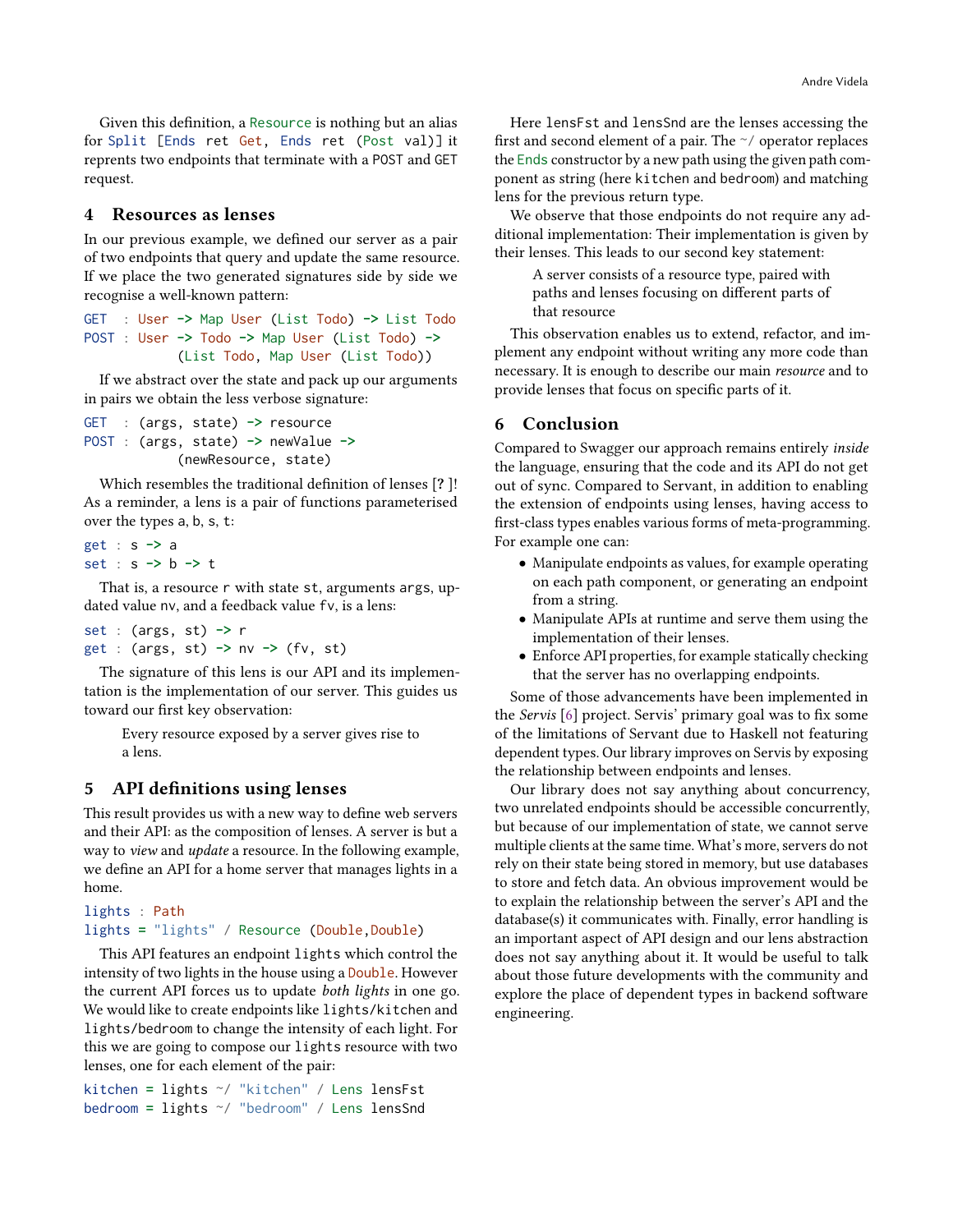Given this definition, a `Resource` is nothing but an alias for `Split [Ends ret Get, Ends ret (Post val)]` it reprents two endpoints that terminate with a POST and GET request.

## 4 Resources as lenses

In our previous example, we defined our server as a pair of two endpoints that query and update the same resource. If we place the two generated signatures side by side we recognise a well-known pattern:

```
GET  : User -> Map User (List Todo) -> List Todo
POST : User -> Todo -> Map User (List Todo) ->
            (List Todo, Map User (List Todo))
```

If we abstract over the state and pack up our arguments in pairs we obtain the less verbose signature:

```
GET  : (args, state) -> resource
POST : (args, state) -> newValue ->
            (newResource, state)
```

Which resembles the traditional definition of lenses [?]! As a reminder, a lens is a pair of functions parameterised over the types a, b, s, t:

```
get : s -> a
set : s -> b -> t
```

That is, a resource `r` with state `st`, arguments `args`, updated value `nv`, and a feedback value `fv`, is a lens:

```
set : (args, st) -> r
get : (args, st) -> nv -> (fv, st)
```

The signature of this lens is our API and its implementation is the implementation of our server. This guides us toward our first key observation:

> Every resource exposed by a server gives rise to a lens.

## 5 API definitions using lenses

This result provides us with a new way to define web servers and their API: as the composition of lenses. A server is but a way to *view* and *update* a resource. In the following example, we define an API for a home server that manages lights in a home.

```
lights : Path
lights = "lights" / Resource (Double,Double)
```

This API features an endpoint `lights` which control the intensity of two lights in the house using a `Double`. However the current API forces us to update *both lights* in one go. We would like to create endpoints like `lights/kitchen` and `lights/bedroom` to change the intensity of each light. For this we are going to compose our `lights` resource with two lenses, one for each element of the pair:

```
kitchen = lights ~/ "kitchen" / Lens lensFst
bedroom = lights ~/ "bedroom" / Lens lensSnd
```

Here `lensFst` and `lensSnd` are the lenses accessing the first and second element of a pair. The `~/` operator replaces the `Ends` constructor by a new path using the given path component as string (here `kitchen` and `bedroom`) and matching lens for the previous return type.

We observe that those endpoints do not require any additional implementation: Their implementation is given by their lenses. This leads to our second key statement:

> A server consists of a resource type, paired with paths and lenses focusing on different parts of that resource

This observation enables us to extend, refactor, and implement any endpoint without writing any more code than necessary. It is enough to describe our main *resource* and to provide lenses that focus on specific parts of it.

## 6 Conclusion

Compared to Swagger our approach remains entirely *inside* the language, ensuring that the code and its API do not get out of sync. Compared to Servant, in addition to enabling the extension of endpoints using lenses, having access to first-class types enables various forms of meta-programming. For example one can:

- Manipulate endpoints as values, for example operating on each path component, or generating an endpoint from a string.
- Manipulate APIs at runtime and serve them using the implementation of their lenses.
- Enforce API properties, for example statically checking that the server has no overlapping endpoints.

Some of those advancements have been implemented in the *Servis* [6] project. Servis' primary goal was to fix some of the limitations of Servant due to Haskell not featuring dependent types. Our library improves on Servis by exposing the relationship between endpoints and lenses.

Our library does not say anything about concurrency, two unrelated endpoints should be accessible concurrently, but because of our implementation of state, we cannot serve multiple clients at the same time. What's more, servers do not rely on their state being stored in memory, but use databases to store and fetch data. An obvious improvement would be to explain the relationship between the server's API and the database(s) it communicates with. Finally, error handling is an important aspect of API design and our lens abstraction does not say anything about it. It would be useful to talk about those future developments with the community and explore the place of dependent types in backend software engineering.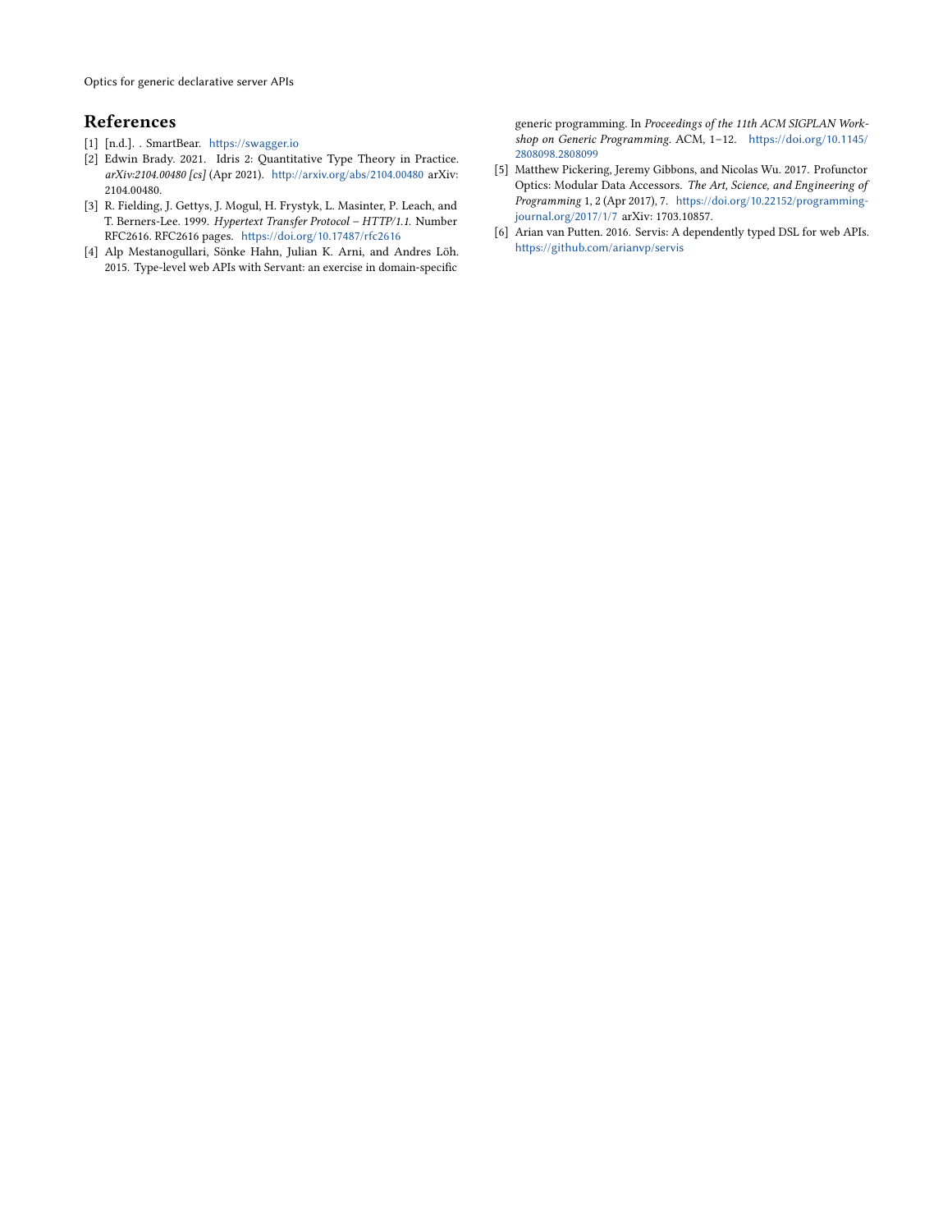## References

[1] [n.d.]. . SmartBear. https://swagger.io

[2] Edwin Brady. 2021. Idris 2: Quantitative Type Theory in Practice. *arXiv:2104.00480 [cs]* (Apr 2021). http://arxiv.org/abs/2104.00480 arXiv: 2104.00480.

[3] R. Fielding, J. Gettys, J. Mogul, H. Frystyk, L. Masinter, P. Leach, and T. Berners-Lee. 1999. *Hypertext Transfer Protocol – HTTP/1.1.* Number RFC2616. RFC2616 pages. https://doi.org/10.17487/rfc2616

[4] Alp Mestanogullari, Sönke Hahn, Julian K. Arni, and Andres Löh. 2015. Type-level web APIs with Servant: an exercise in domain-specific generic programming. In *Proceedings of the 11th ACM SIGPLAN Workshop on Generic Programming*. ACM, 1–12. https://doi.org/10.1145/2808098.2808099

[5] Matthew Pickering, Jeremy Gibbons, and Nicolas Wu. 2017. Profunctor Optics: Modular Data Accessors. *The Art, Science, and Engineering of Programming* 1, 2 (Apr 2017), 7. https://doi.org/10.22152/programming-journal.org/2017/1/7 arXiv: 1703.10857.

[6] Arian van Putten. 2016. Servis: A dependently typed DSL for web APIs. https://github.com/arianvp/servis